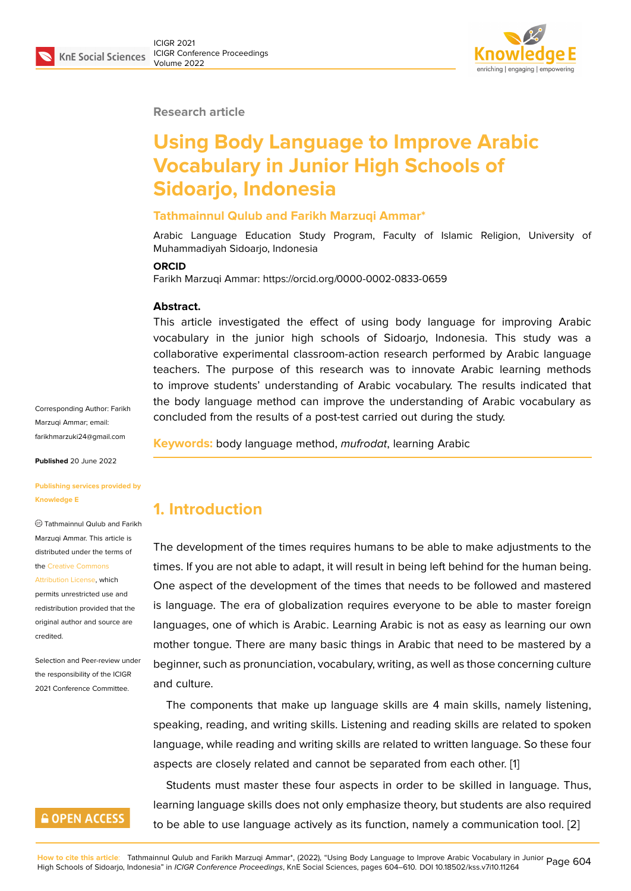Research article

# Using Body Language to Improve Arabic Vocabulary in Junior High Schools of Sidoarjo, Indonesia

**Tathmainnul Qulub and Farikh Marzuqi Ammar***

Arabic Language Education Study Program, Faculty of Islamic Religion, University of Muhammadiyah Sidoarjo, Indonesia

**ORCID**

Farikh Marzuqi Ammar: https://orcid.org/0000-0002-0833-0659

**Abstract.**

This article investigated the effect of using body language for improving Arabic vocabulary in the junior high schools of Sidoarjo, Indonesia. This study was a collaborative experimental classroom-action research performed by Arabic language teachers. The purpose of this research was to innovate Arabic learning methods to improve students' understanding of Arabic vocabulary. The results indicated that the body language method can improve the understanding of Arabic vocabulary as concluded from the results of a post-test carried out during the study.

**Keywords:** body language method, *mufrodat*, learning Arabic

Corresponding Author: Farikh Marzuqi Ammar; email: farikhmarzuki24@gmail.com

**Published** 20 June 2022

Publishing services provided by Knowledge E

© Tathmainnul Qulub and Farikh Marzuqi Ammar. This article is distributed under the terms of the Creative Commons Attribution License, which permits unrestricted use and redistribution provided that the original author and source are credited.

Selection and Peer-review under the responsibility of the ICIGR 2021 Conference Committee.

## 1. Introduction

The development of the times requires humans to be able to make adjustments to the times. If you are not able to adapt, it will result in being left behind for the human being. One aspect of the development of the times that needs to be followed and mastered is language. The era of globalization requires everyone to be able to master foreign languages, one of which is Arabic. Learning Arabic is not as easy as learning our own mother tongue. There are many basic things in Arabic that need to be mastered by a beginner, such as pronunciation, vocabulary, writing, as well as those concerning culture and culture.

The components that make up language skills are 4 main skills, namely listening, speaking, reading, and writing skills. Listening and reading skills are related to spoken language, while reading and writing skills are related to written language. So these four aspects are closely related and cannot be separated from each other. [1]

Students must master these four aspects in order to be skilled in language. Thus, learning language skills does not only emphasize theory, but students are also required to be able to use language actively as its function, namely a communication tool. [2]

**How to cite this article**: Tathmainnul Qulub and Farikh Marzuqi Ammar*, (2022), "Using Body Language to Improve Arabic Vocabulary in Junior High Schools of Sidoarjo, Indonesia" in *ICIGR Conference Proceedings*, KnE Social Sciences, pages 604–610. DOI 10.18502/kss.v7i10.11264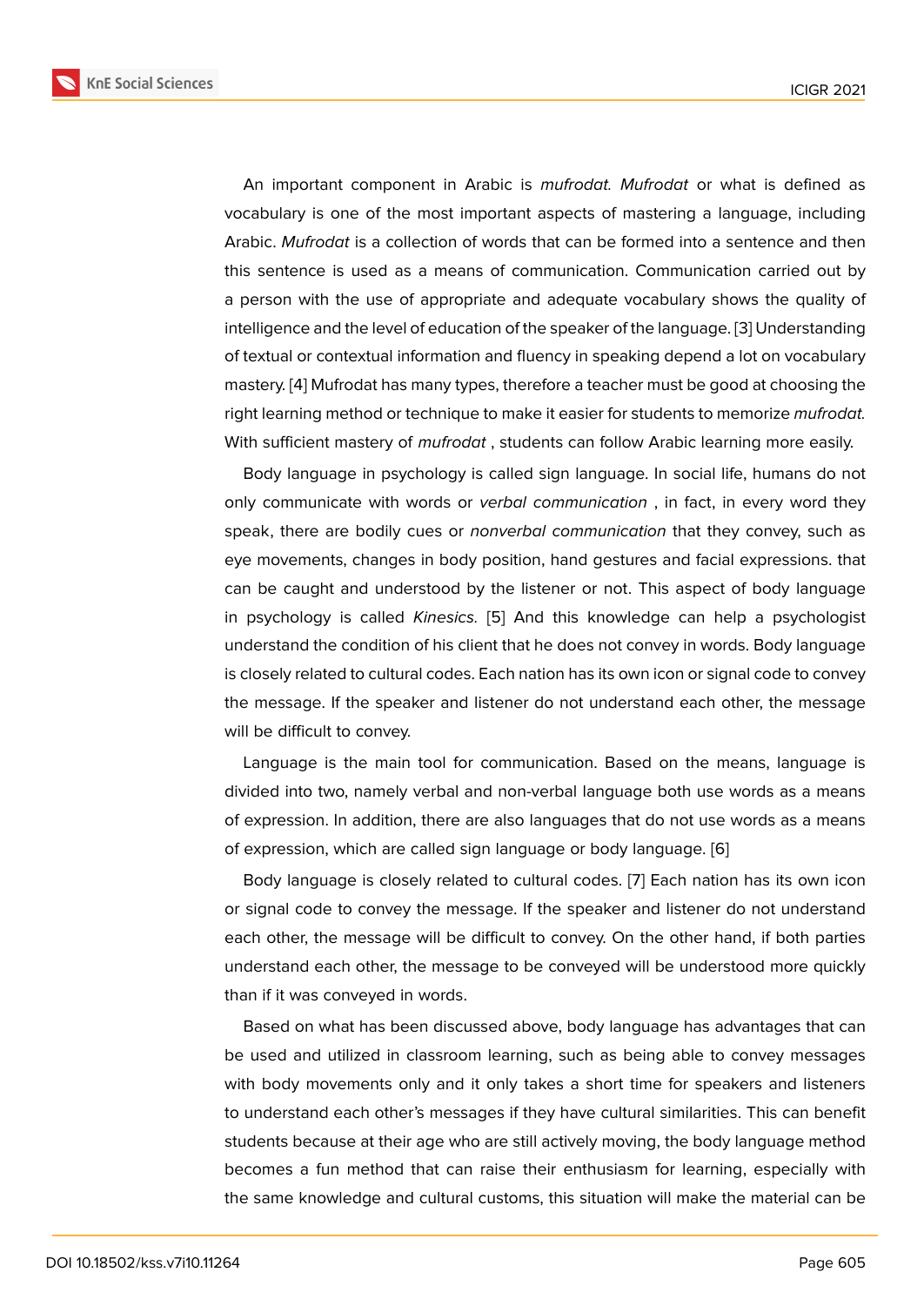An important component in Arabic is *mufrodat. Mufrodat* or what is defined as vocabulary is one of the most important aspects of mastering a language, including Arabic. *Mufrodat* is a collection of words that can be formed into a sentence and then this sentence is used as a means of communication. Communication carried out by a person with the use of appropriate and adequate vocabulary shows the quality of intelligence and the level of education of the speaker of the language. [3] Understanding of textual or contextual information and fluency in speaking depend a lot on vocabulary mastery. [4] Mufrodat has many types, therefore a teacher must be good at choosing the right learning method or technique to make it easier for students to memorize *mufrodat.* With sufficient mastery of *mufrodat* , students can follow Arabic learning more easily.

Body language in psychology is called sign language. In social life, humans do not only communicate with words or *verbal communication* , in fact, in every word they speak, there are bodily cues or *nonverbal communication* that they convey, such as eye movements, changes in body position, hand gestures and facial expressions. that can be caught and understood by the listener or not. This aspect of body language in psychology is called *Kinesics.* [5] And this knowledge can help a psychologist understand the condition of his client that he does not convey in words. Body language is closely related to cultural codes. Each nation has its own icon or signal code to convey the message. If the speaker and listener do not understand each other, the message will be difficult to convey.

Language is the main tool for communication. Based on the means, language is divided into two, namely verbal and non-verbal language both use words as a means of expression. In addition, there are also languages that do not use words as a means of expression, which are called sign language or body language. [6]

Body language is closely related to cultural codes. [7] Each nation has its own icon or signal code to convey the message. If the speaker and listener do not understand each other, the message will be difficult to convey. On the other hand, if both parties understand each other, the message to be conveyed will be understood more quickly than if it was conveyed in words.

Based on what has been discussed above, body language has advantages that can be used and utilized in classroom learning, such as being able to convey messages with body movements only and it only takes a short time for speakers and listeners to understand each other's messages if they have cultural similarities. This can benefit students because at their age who are still actively moving, the body language method becomes a fun method that can raise their enthusiasm for learning, especially with the same knowledge and cultural customs, this situation will make the material can be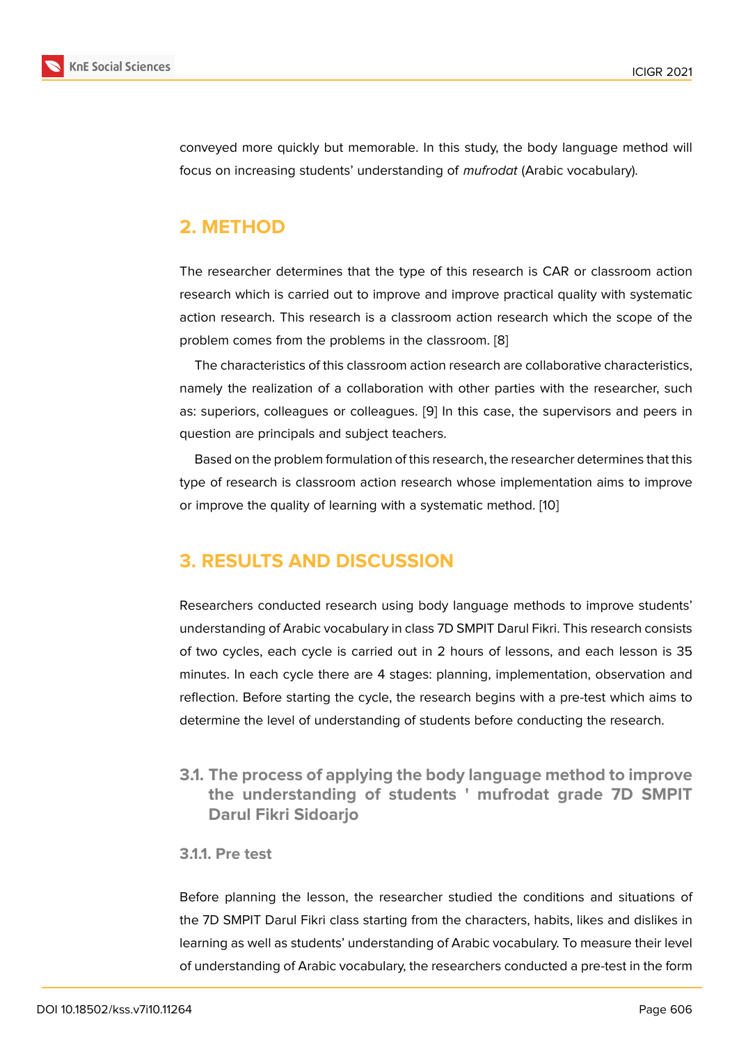conveyed more quickly but memorable. In this study, the body language method will focus on increasing students' understanding of *mufrodat* (Arabic vocabulary).

## 2. METHOD

The researcher determines that the type of this research is CAR or classroom action research which is carried out to improve and improve practical quality with systematic action research. This research is a classroom action research which the scope of the problem comes from the problems in the classroom. [8]

The characteristics of this classroom action research are collaborative characteristics, namely the realization of a collaboration with other parties with the researcher, such as: superiors, colleagues or colleagues. [9] In this case, the supervisors and peers in question are principals and subject teachers.

Based on the problem formulation of this research, the researcher determines that this type of research is classroom action research whose implementation aims to improve or improve the quality of learning with a systematic method. [10]

## 3. RESULTS AND DISCUSSION

Researchers conducted research using body language methods to improve students' understanding of Arabic vocabulary in class 7D SMPIT Darul Fikri. This research consists of two cycles, each cycle is carried out in 2 hours of lessons, and each lesson is 35 minutes. In each cycle there are 4 stages: planning, implementation, observation and reflection. Before starting the cycle, the research begins with a pre-test which aims to determine the level of understanding of students before conducting the research.

### 3.1. The process of applying the body language method to improve the understanding of students ' mufrodat grade 7D SMPIT Darul Fikri Sidoarjo

#### 3.1.1. Pre test

Before planning the lesson, the researcher studied the conditions and situations of the 7D SMPIT Darul Fikri class starting from the characters, habits, likes and dislikes in learning as well as students' understanding of Arabic vocabulary. To measure their level of understanding of Arabic vocabulary, the researchers conducted a pre-test in the form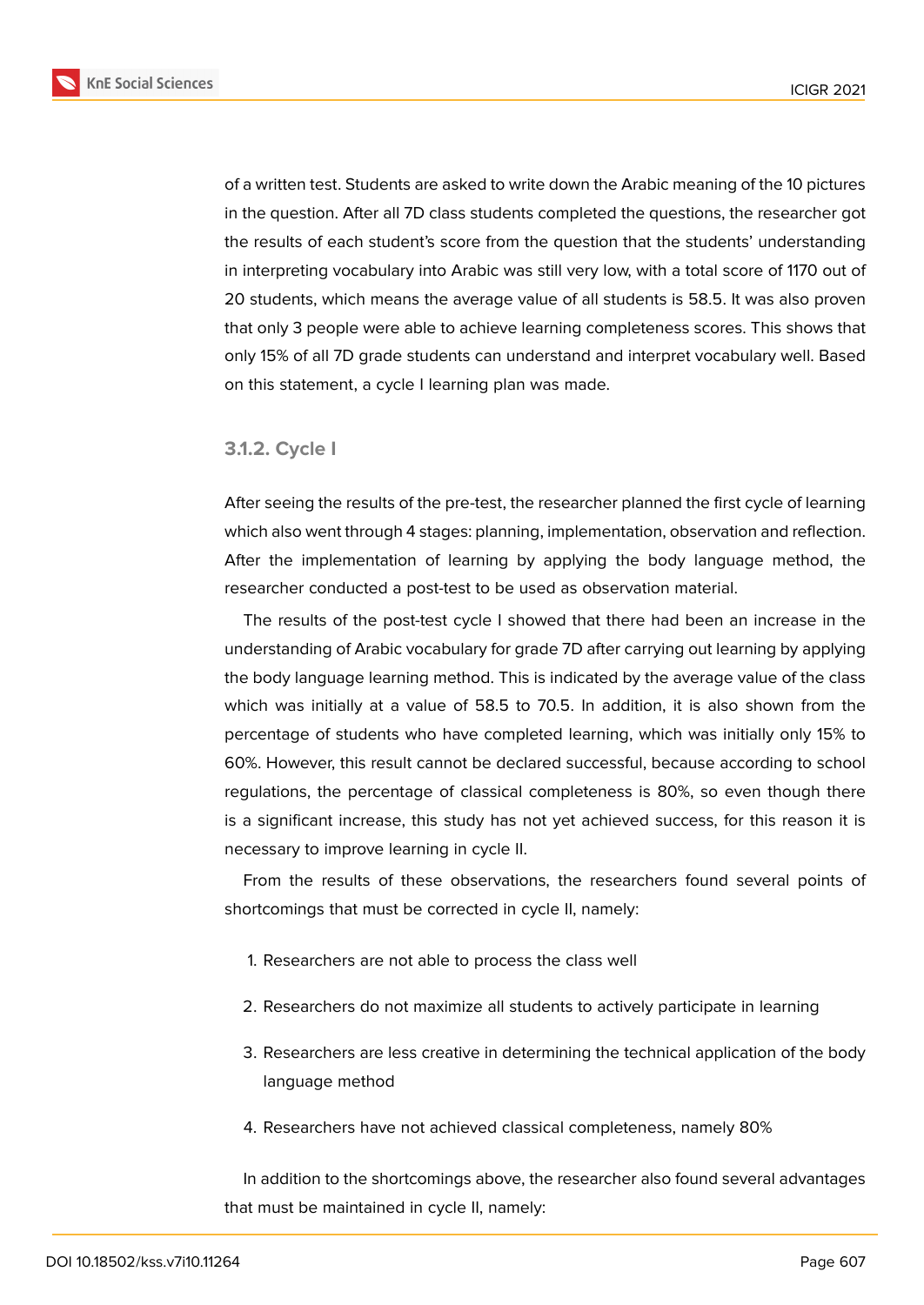of a written test. Students are asked to write down the Arabic meaning of the 10 pictures in the question. After all 7D class students completed the questions, the researcher got the results of each student's score from the question that the students' understanding in interpreting vocabulary into Arabic was still very low, with a total score of 1170 out of 20 students, which means the average value of all students is 58.5. It was also proven that only 3 people were able to achieve learning completeness scores. This shows that only 15% of all 7D grade students can understand and interpret vocabulary well. Based on this statement, a cycle I learning plan was made.

#### 3.1.2. Cycle I

After seeing the results of the pre-test, the researcher planned the first cycle of learning which also went through 4 stages: planning, implementation, observation and reflection. After the implementation of learning by applying the body language method, the researcher conducted a post-test to be used as observation material.

The results of the post-test cycle I showed that there had been an increase in the understanding of Arabic vocabulary for grade 7D after carrying out learning by applying the body language learning method. This is indicated by the average value of the class which was initially at a value of 58.5 to 70.5. In addition, it is also shown from the percentage of students who have completed learning, which was initially only 15% to 60%. However, this result cannot be declared successful, because according to school regulations, the percentage of classical completeness is 80%, so even though there is a significant increase, this study has not yet achieved success, for this reason it is necessary to improve learning in cycle II.

From the results of these observations, the researchers found several points of shortcomings that must be corrected in cycle II, namely:

1. Researchers are not able to process the class well
2. Researchers do not maximize all students to actively participate in learning
3. Researchers are less creative in determining the technical application of the body language method
4. Researchers have not achieved classical completeness, namely 80%

In addition to the shortcomings above, the researcher also found several advantages that must be maintained in cycle II, namely: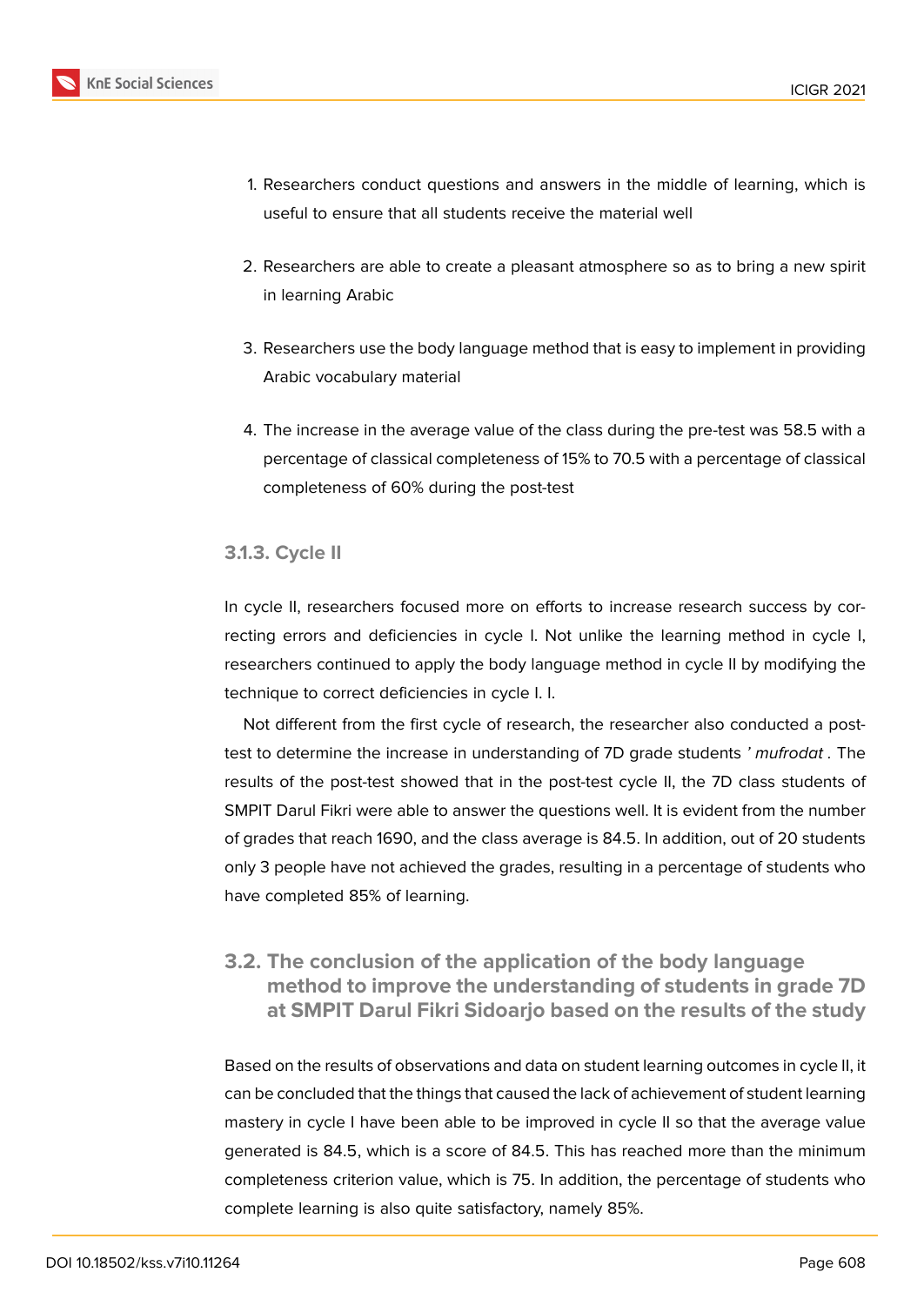1. Researchers conduct questions and answers in the middle of learning, which is useful to ensure that all students receive the material well
2. Researchers are able to create a pleasant atmosphere so as to bring a new spirit in learning Arabic
3. Researchers use the body language method that is easy to implement in providing Arabic vocabulary material
4. The increase in the average value of the class during the pre-test was 58.5 with a percentage of classical completeness of 15% to 70.5 with a percentage of classical completeness of 60% during the post-test

### 3.1.3. Cycle II

In cycle II, researchers focused more on efforts to increase research success by correcting errors and deficiencies in cycle I. Not unlike the learning method in cycle I, researchers continued to apply the body language method in cycle II by modifying the technique to correct deficiencies in cycle I. I.

Not different from the first cycle of research, the researcher also conducted a post-test to determine the increase in understanding of 7D grade students *' mufrodat* . The results of the post-test showed that in the post-test cycle II, the 7D class students of SMPIT Darul Fikri were able to answer the questions well. It is evident from the number of grades that reach 1690, and the class average is 84.5. In addition, out of 20 students only 3 people have not achieved the grades, resulting in a percentage of students who have completed 85% of learning.

## 3.2. The conclusion of the application of the body language method to improve the understanding of students in grade 7D at SMPIT Darul Fikri Sidoarjo based on the results of the study

Based on the results of observations and data on student learning outcomes in cycle II, it can be concluded that the things that caused the lack of achievement of student learning mastery in cycle I have been able to be improved in cycle II so that the average value generated is 84.5, which is a score of 84.5. This has reached more than the minimum completeness criterion value, which is 75. In addition, the percentage of students who complete learning is also quite satisfactory, namely 85%.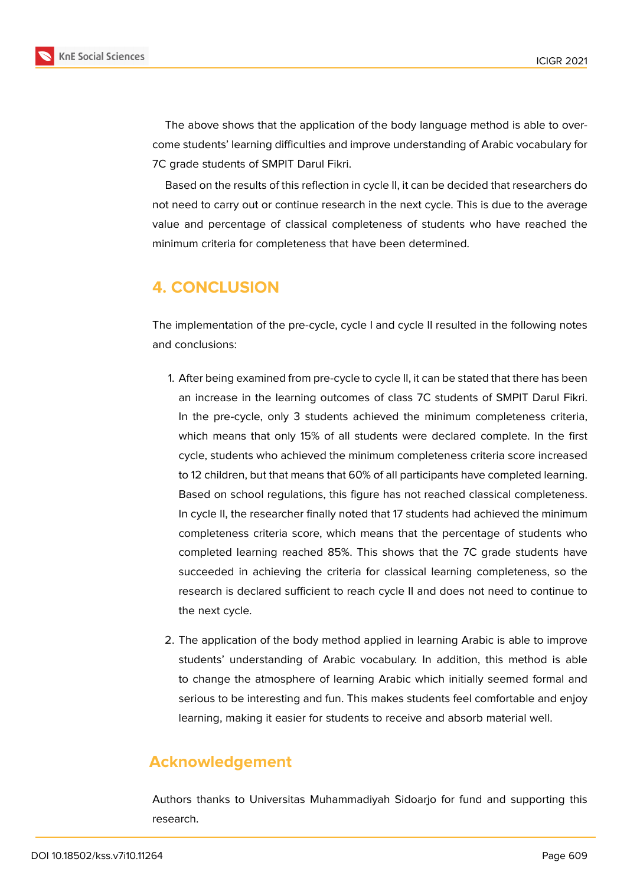The above shows that the application of the body language method is able to overcome students' learning difficulties and improve understanding of Arabic vocabulary for 7C grade students of SMPIT Darul Fikri.

Based on the results of this reflection in cycle II, it can be decided that researchers do not need to carry out or continue research in the next cycle. This is due to the average value and percentage of classical completeness of students who have reached the minimum criteria for completeness that have been determined.

# 4. CONCLUSION

The implementation of the pre-cycle, cycle I and cycle II resulted in the following notes and conclusions:

1. After being examined from pre-cycle to cycle II, it can be stated that there has been an increase in the learning outcomes of class 7C students of SMPIT Darul Fikri. In the pre-cycle, only 3 students achieved the minimum completeness criteria, which means that only 15% of all students were declared complete. In the first cycle, students who achieved the minimum completeness criteria score increased to 12 children, but that means that 60% of all participants have completed learning. Based on school regulations, this figure has not reached classical completeness. In cycle II, the researcher finally noted that 17 students had achieved the minimum completeness criteria score, which means that the percentage of students who completed learning reached 85%. This shows that the 7C grade students have succeeded in achieving the criteria for classical learning completeness, so the research is declared sufficient to reach cycle II and does not need to continue to the next cycle.

2. The application of the body method applied in learning Arabic is able to improve students' understanding of Arabic vocabulary. In addition, this method is able to change the atmosphere of learning Arabic which initially seemed formal and serious to be interesting and fun. This makes students feel comfortable and enjoy learning, making it easier for students to receive and absorb material well.

## Acknowledgement

Authors thanks to Universitas Muhammadiyah Sidoarjo for fund and supporting this research.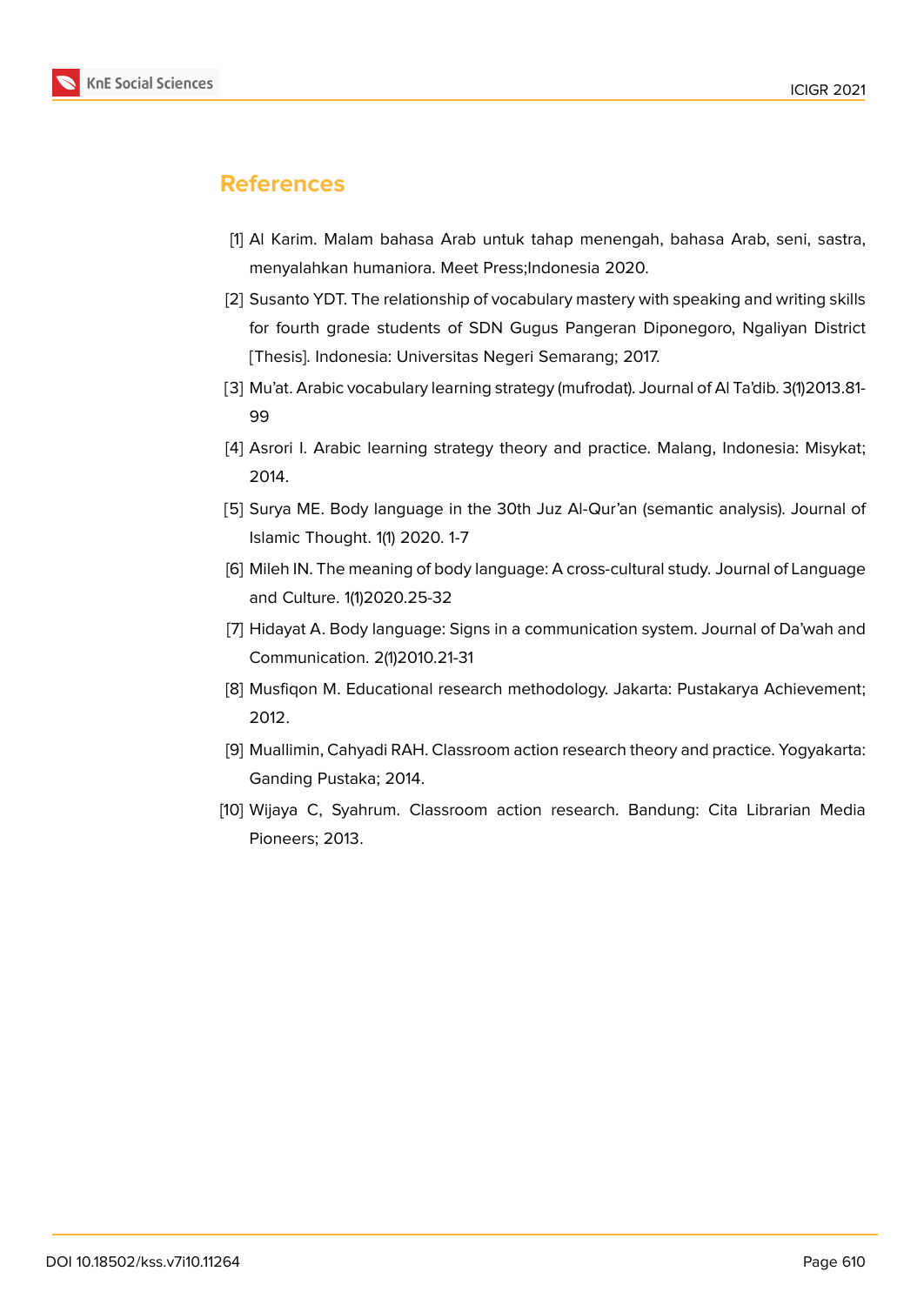## References

[1] Al Karim. Malam bahasa Arab untuk tahap menengah, bahasa Arab, seni, sastra, menyalahkan humaniora. Meet Press;Indonesia 2020.

[2] Susanto YDT. The relationship of vocabulary mastery with speaking and writing skills for fourth grade students of SDN Gugus Pangeran Diponegoro, Ngaliyan District [Thesis]. Indonesia: Universitas Negeri Semarang; 2017.

[3] Mu'at. Arabic vocabulary learning strategy (mufrodat). Journal of Al Ta'dib. 3(1)2013.81-99

[4] Asrori I. Arabic learning strategy theory and practice. Malang, Indonesia: Misykat; 2014.

[5] Surya ME. Body language in the 30th Juz Al-Qur'an (semantic analysis). Journal of Islamic Thought. 1(1) 2020. 1-7

[6] Mileh IN. The meaning of body language: A cross-cultural study. Journal of Language and Culture. 1(1)2020.25-32

[7] Hidayat A. Body language: Signs in a communication system. Journal of Da'wah and Communication. 2(1)2010.21-31

[8] Musfiqon M. Educational research methodology. Jakarta: Pustakarya Achievement; 2012.

[9] Muallimin, Cahyadi RAH. Classroom action research theory and practice. Yogyakarta: Ganding Pustaka; 2014.

[10] Wijaya C, Syahrum. Classroom action research. Bandung: Cita Librarian Media Pioneers; 2013.